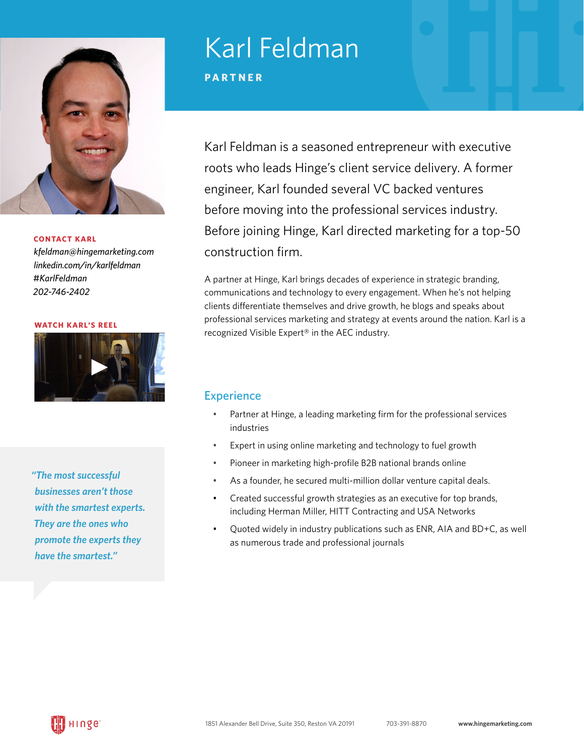# Karl Feldman

**PARTNER**

**CONTACT KARL**

*kfeldman@hingemarketing.com*
*linkedin.com/in/karlfeldman*
*#KarlFeldman*
*202-746-2402*

**WATCH KARL'S REEL**

*"The most successful businesses aren't those with the smartest experts. They are the ones who promote the experts they have the smartest."*

Karl Feldman is a seasoned entrepreneur with executive roots who leads Hinge's client service delivery. A former engineer, Karl founded several VC backed ventures before moving into the professional services industry. Before joining Hinge, Karl directed marketing for a top-50 construction firm.

A partner at Hinge, Karl brings decades of experience in strategic branding, communications and technology to every engagement. When he's not helping clients differentiate themselves and drive growth, he blogs and speaks about professional services marketing and strategy at events around the nation. Karl is a recognized Visible Expert® in the AEC industry.

## Experience

- Partner at Hinge, a leading marketing firm for the professional services industries
- Expert in using online marketing and technology to fuel growth
- Pioneer in marketing high-profile B2B national brands online
- As a founder, he secured multi-million dollar venture capital deals.
- Created successful growth strategies as an executive for top brands, including Herman Miller, HITT Contracting and USA Networks
- Quoted widely in industry publications such as ENR, AIA and BD+C, as well as numerous trade and professional journals

Hinge® 1851 Alexander Bell Drive, Suite 350, Reston VA 20191 | 703-391-8870 | **www.hingemarketing.com**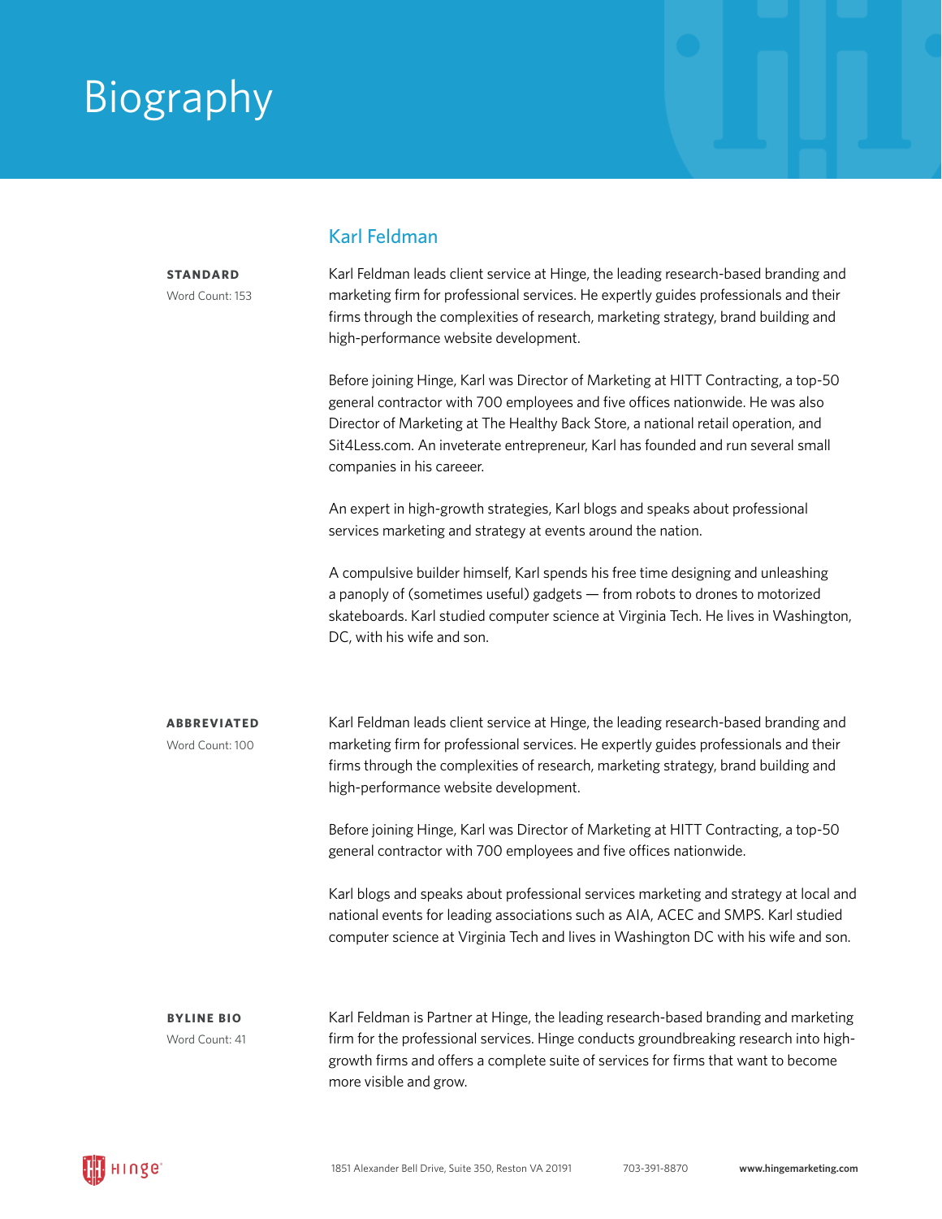# Biography

## Karl Feldman

**STANDARD**
Word Count: 153

Karl Feldman leads client service at Hinge, the leading research-based branding and marketing firm for professional services. He expertly guides professionals and their firms through the complexities of research, marketing strategy, brand building and high-performance website development.

Before joining Hinge, Karl was Director of Marketing at HITT Contracting, a top-50 general contractor with 700 employees and five offices nationwide. He was also Director of Marketing at The Healthy Back Store, a national retail operation, and Sit4Less.com. An inveterate entrepreneur, Karl has founded and run several small companies in his careeer.

An expert in high-growth strategies, Karl blogs and speaks about professional services marketing and strategy at events around the nation.

A compulsive builder himself, Karl spends his free time designing and unleashing a panoply of (sometimes useful) gadgets — from robots to drones to motorized skateboards. Karl studied computer science at Virginia Tech. He lives in Washington, DC, with his wife and son.

**ABBREVIATED**
Word Count: 100

Karl Feldman leads client service at Hinge, the leading research-based branding and marketing firm for professional services. He expertly guides professionals and their firms through the complexities of research, marketing strategy, brand building and high-performance website development.

Before joining Hinge, Karl was Director of Marketing at HITT Contracting, a top-50 general contractor with 700 employees and five offices nationwide.

Karl blogs and speaks about professional services marketing and strategy at local and national events for leading associations such as AIA, ACEC and SMPS. Karl studied computer science at Virginia Tech and lives in Washington DC with his wife and son.

**BYLINE BIO**
Word Count: 41

Karl Feldman is Partner at Hinge, the leading research-based branding and marketing firm for the professional services. Hinge conducts groundbreaking research into high-growth firms and offers a complete suite of services for firms that want to become more visible and grow.

Hinge | 1851 Alexander Bell Drive, Suite 350, Reston VA 20191 | 703-391-8870 | www.hingemarketing.com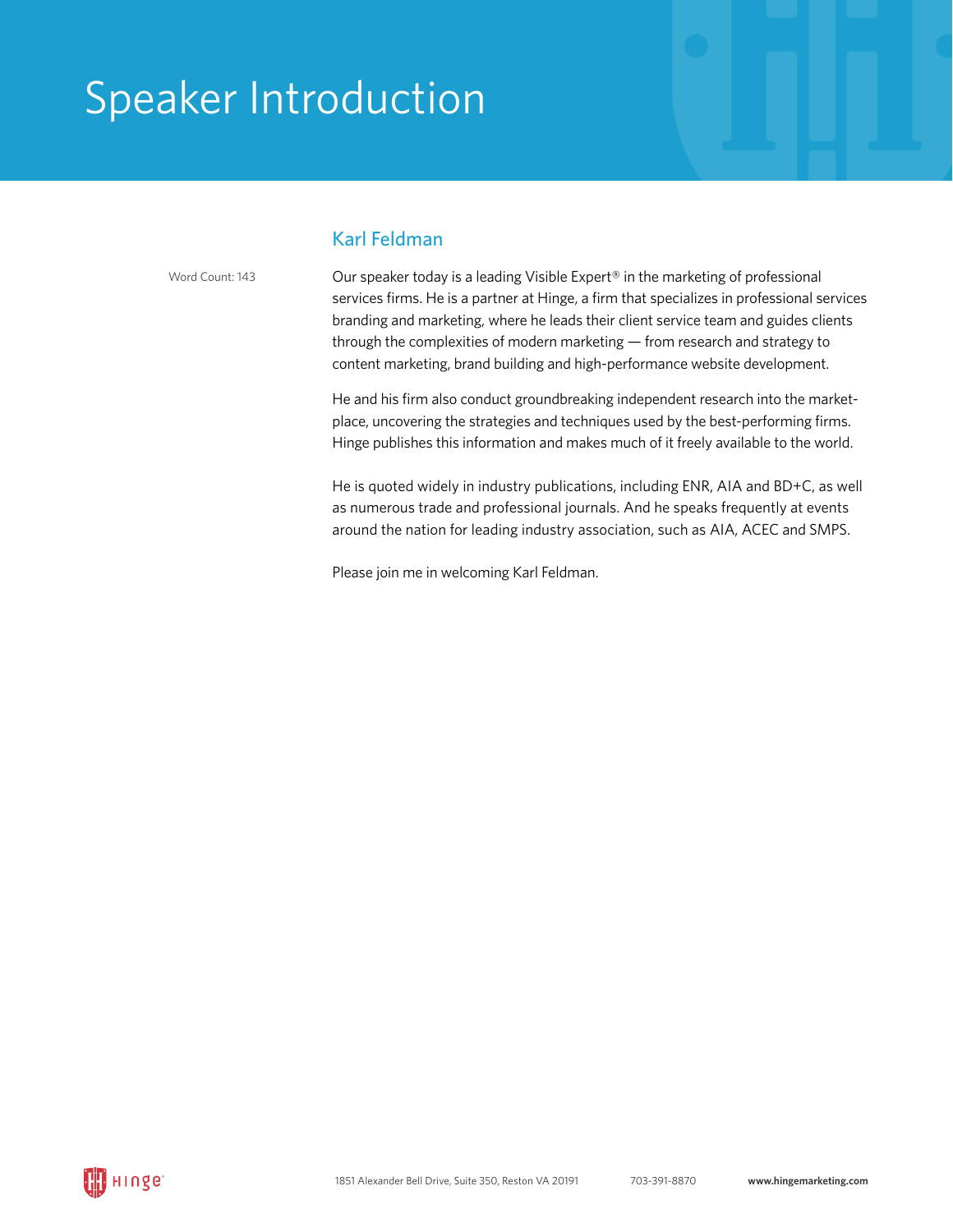# Speaker Introduction

## Karl Feldman

Word Count: 143

Our speaker today is a leading Visible Expert® in the marketing of professional services firms. He is a partner at Hinge, a firm that specializes in professional services branding and marketing, where he leads their client service team and guides clients through the complexities of modern marketing — from research and strategy to content marketing, brand building and high-performance website development.

He and his firm also conduct groundbreaking independent research into the marketplace, uncovering the strategies and techniques used by the best-performing firms. Hinge publishes this information and makes much of it freely available to the world.

He is quoted widely in industry publications, including ENR, AIA and BD+C, as well as numerous trade and professional journals. And he speaks frequently at events around the nation for leading industry association, such as AIA, ACEC and SMPS.

Please join me in welcoming Karl Feldman.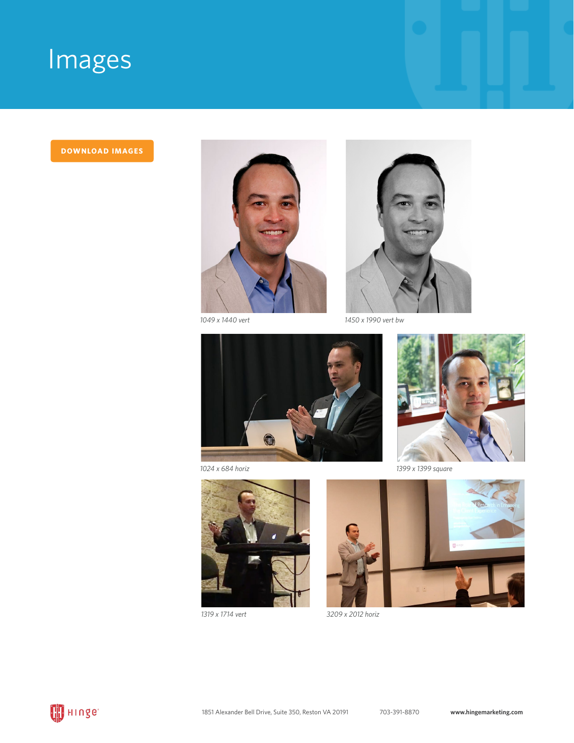# Images

DOWNLOAD IMAGES

*1049 x 1440 vert*

*1450 x 1990 vert bw*

*1024 x 684 horiz*

*1399 x 1399 square*

*1319 x 1714 vert*

*3209 x 2012 horiz*

1851 Alexander Bell Drive, Suite 350, Reston VA 20191 703-391-8870 **www.hingemarketing.com**